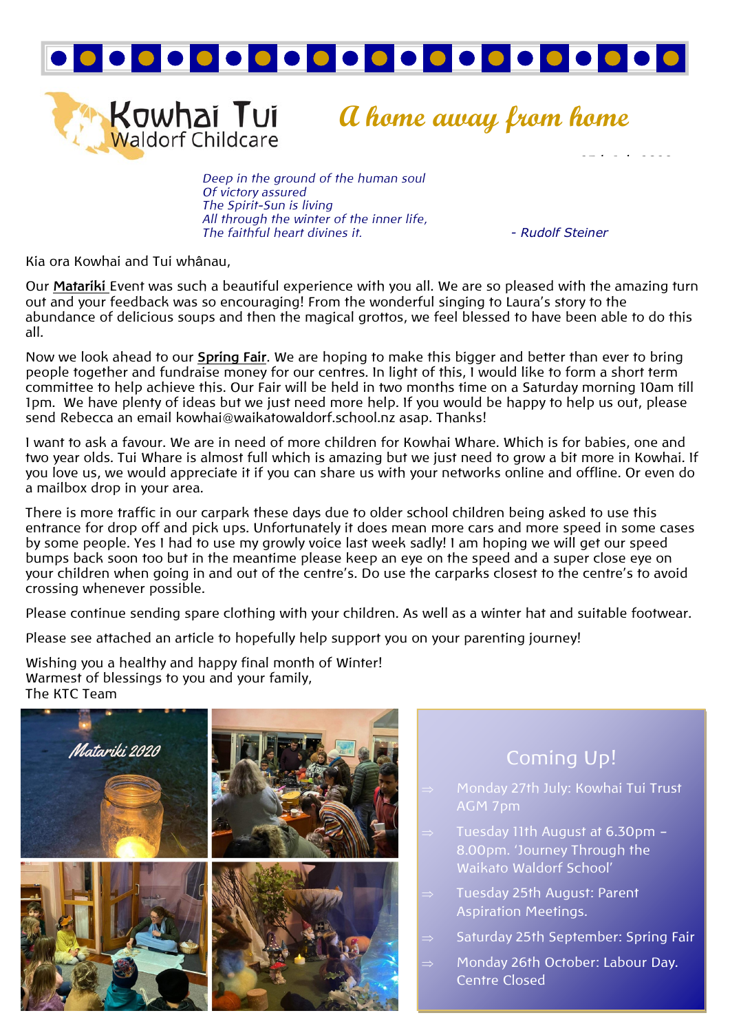# Kowhai Tui Waldorf Childcare

## *A home away from home*

*Deep in the ground of the human soul*
*Of victory assured*
*The Spirit-Sun is living*
*All through the winter of the inner life,*
*The faithful heart divines it.*

*- Rudolf Steiner*

Kia ora Kowhai and Tui whânau,

Our **Matariki** Event was such a beautiful experience with you all. We are so pleased with the amazing turn out and your feedback was so encouraging! From the wonderful singing to Laura's story to the abundance of delicious soups and then the magical grottos, we feel blessed to have been able to do this all.

Now we look ahead to our **Spring Fair**. We are hoping to make this bigger and better than ever to bring people together and fundraise money for our centres. In light of this, I would like to form a short term committee to help achieve this. Our Fair will be held in two months time on a Saturday morning 10am till 1pm. We have plenty of ideas but we just need more help. If you would be happy to help us out, please send Rebecca an email kowhai@waikatowaldorf.school.nz asap. Thanks!

I want to ask a favour. We are in need of more children for Kowhai Whare. Which is for babies, one and two year olds. Tui Whare is almost full which is amazing but we just need to grow a bit more in Kowhai. If you love us, we would appreciate it if you can share us with your networks online and offline. Or even do a mailbox drop in your area.

There is more traffic in our carpark these days due to older school children being asked to use this entrance for drop off and pick ups. Unfortunately it does mean more cars and more speed in some cases by some people. Yes I had to use my growly voice last week sadly! I am hoping we will get our speed bumps back soon too but in the meantime please keep an eye on the speed and a super close eye on your children when going in and out of the centre's. Do use the carparks closest to the centre's to avoid crossing whenever possible.

Please continue sending spare clothing with your children. As well as a winter hat and suitable footwear.

Please see attached an article to hopefully help support you on your parenting journey!

Wishing you a healthy and happy final month of Winter!
Warmest of blessings to you and your family,
The KTC Team

Matariki 2020

## Coming Up!

- Monday 27th July: Kowhai Tui Trust AGM 7pm
- Tuesday 11th August at 6.30pm – 8.00pm. 'Journey Through the Waikato Waldorf School'
- Tuesday 25th August: Parent Aspiration Meetings.
- Saturday 25th September: Spring Fair
- Monday 26th October: Labour Day. Centre Closed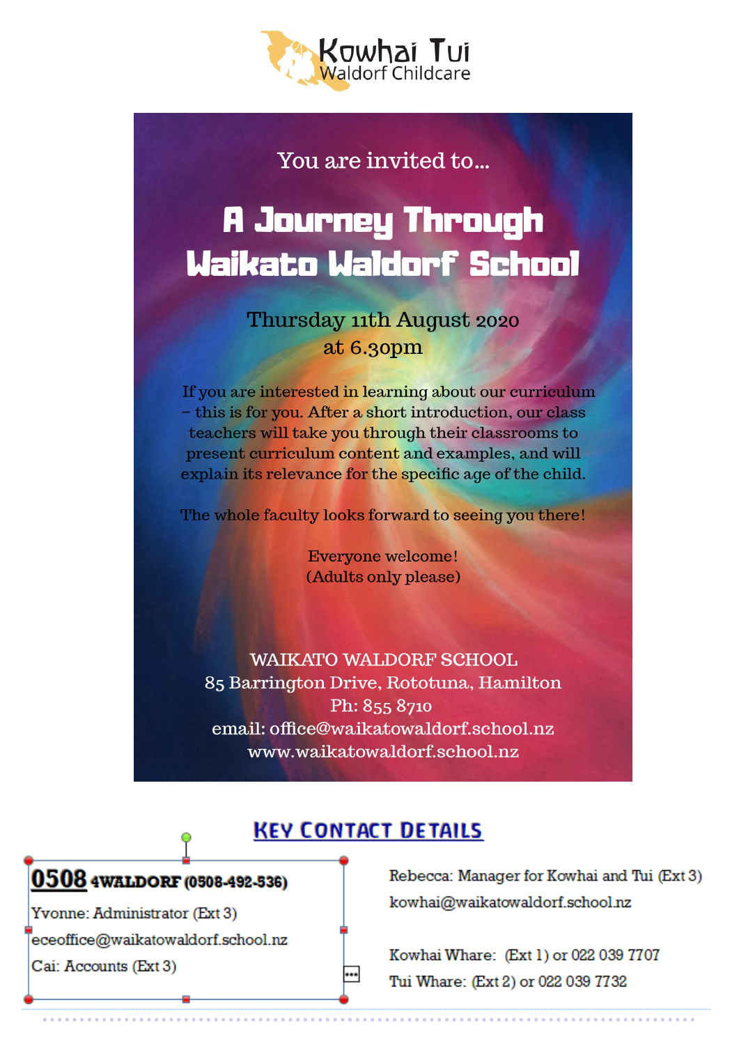**Kowhai Tui**
Waldorf Childcare

You are invited to...

# A Journey Through Waikato Waldorf School

Thursday 11th August 2020
at 6.30pm

If you are interested in learning about our curriculum – this is for you. After a short introduction, our class teachers will take you through their classrooms to present curriculum content and examples, and will explain its relevance for the specific age of the child.

The whole faculty looks forward to seeing you there!

Everyone welcome!
(Adults only please)

WAIKATO WALDORF SCHOOL
85 Barrington Drive, Rototuna, Hamilton
Ph: 855 8710
email: office@waikatowaldorf.school.nz
www.waikatowaldorf.school.nz

## KEY CONTACT DETAILS

**0508 4WALDORF (0508-492-536)**

Yvonne: Administrator (Ext 3)
eceoffice@waikatowaldorf.school.nz
Cai: Accounts (Ext 3)

Rebecca: Manager for Kowhai and Tui (Ext 3)
kowhai@waikatowaldorf.school.nz

Kowhai Whare: (Ext 1) or 022 039 7707
Tui Whare: (Ext 2) or 022 039 7732